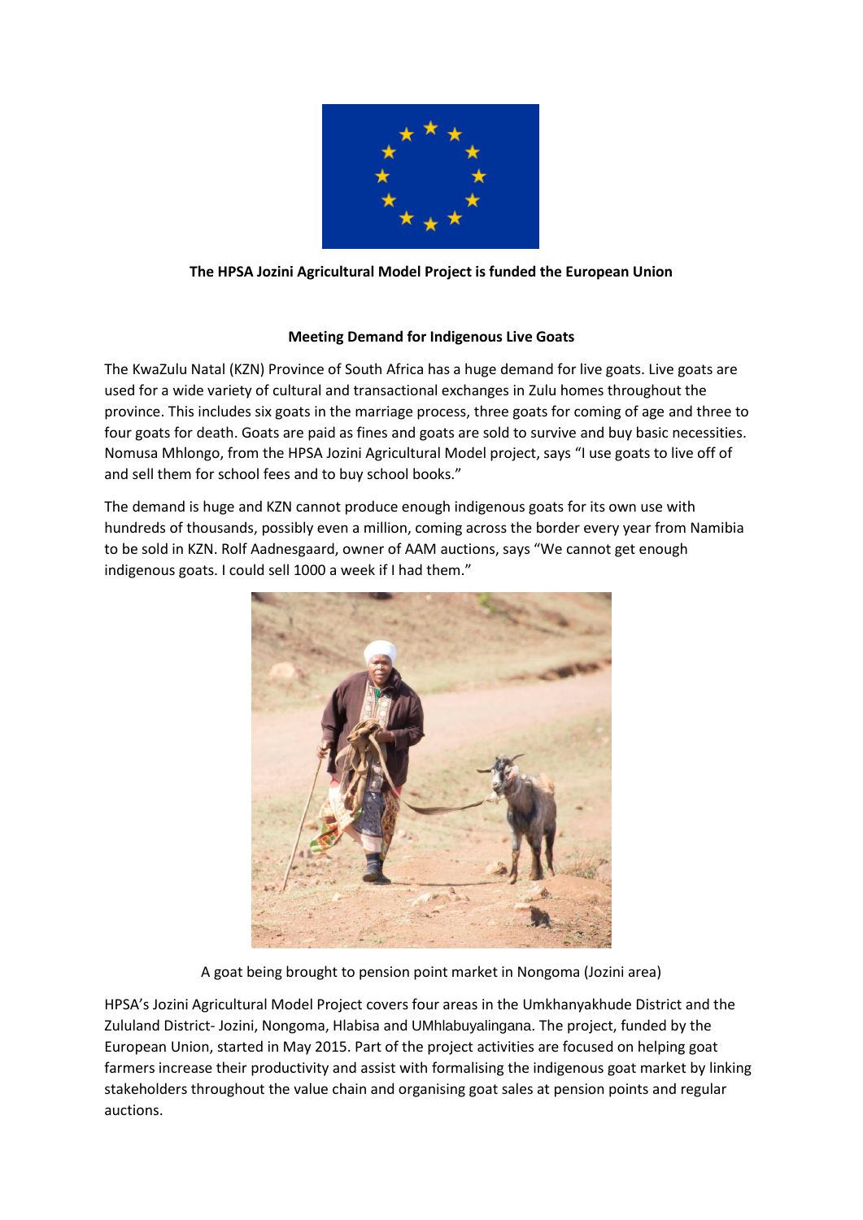**The HPSA Jozini Agricultural Model Project is funded the European Union**

**Meeting Demand for Indigenous Live Goats**

The KwaZulu Natal (KZN) Province of South Africa has a huge demand for live goats. Live goats are used for a wide variety of cultural and transactional exchanges in Zulu homes throughout the province. This includes six goats in the marriage process, three goats for coming of age and three to four goats for death. Goats are paid as fines and goats are sold to survive and buy basic necessities. Nomusa Mhlongo, from the HPSA Jozini Agricultural Model project, says "I use goats to live off of and sell them for school fees and to buy school books."

The demand is huge and KZN cannot produce enough indigenous goats for its own use with hundreds of thousands, possibly even a million, coming across the border every year from Namibia to be sold in KZN. Rolf Aadnesgaard, owner of AAM auctions, says "We cannot get enough indigenous goats. I could sell 1000 a week if I had them."

A goat being brought to pension point market in Nongoma (Jozini area)

HPSA's Jozini Agricultural Model Project covers four areas in the Umkhanyakhude District and the Zululand District- Jozini, Nongoma, Hlabisa and UMhlabuyalingana. The project, funded by the European Union, started in May 2015. Part of the project activities are focused on helping goat farmers increase their productivity and assist with formalising the indigenous goat market by linking stakeholders throughout the value chain and organising goat sales at pension points and regular auctions.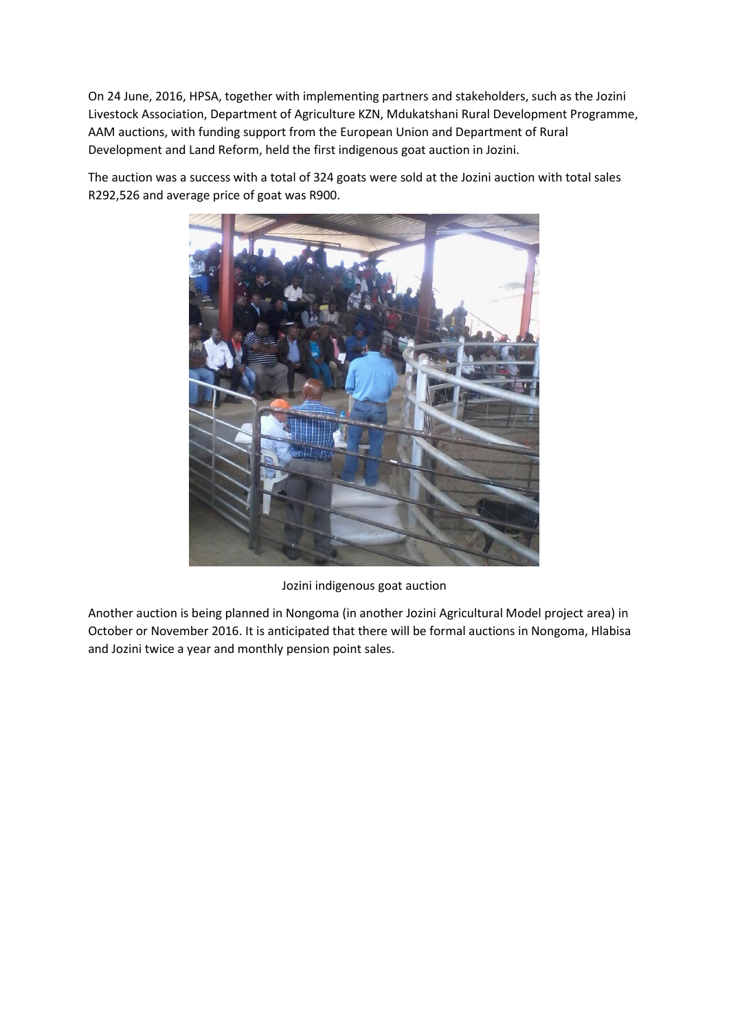On 24 June, 2016, HPSA, together with implementing partners and stakeholders, such as the Jozini Livestock Association, Department of Agriculture KZN, Mdukatshani Rural Development Programme, AAM auctions, with funding support from the European Union and Department of Rural Development and Land Reform, held the first indigenous goat auction in Jozini.

The auction was a success with a total of 324 goats were sold at the Jozini auction with total sales R292,526 and average price of goat was R900.

Jozini indigenous goat auction

Another auction is being planned in Nongoma (in another Jozini Agricultural Model project area) in October or November 2016. It is anticipated that there will be formal auctions in Nongoma, Hlabisa and Jozini twice a year and monthly pension point sales.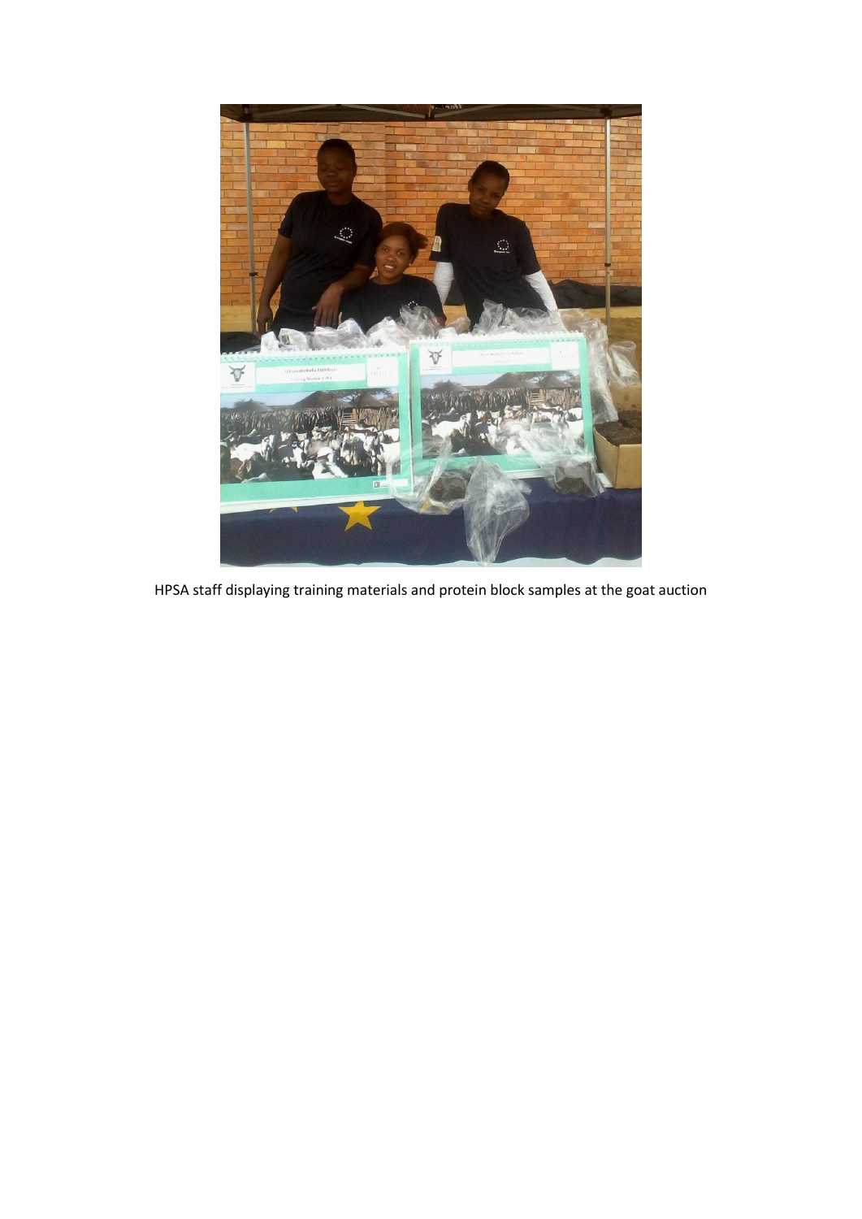HPSA staff displaying training materials and protein block samples at the goat auction